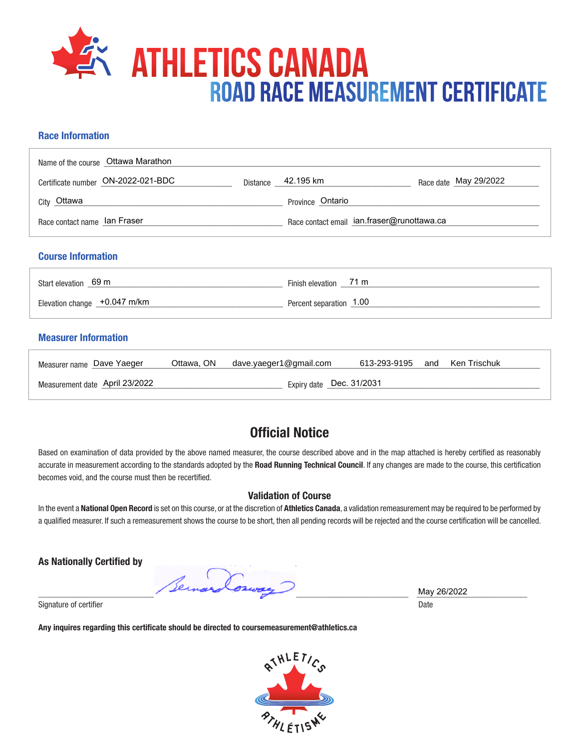# ATHLETICS CANADA

## ROAD RACE MEASUREMENT CERTIFICATE

### Race Information

Name of the course: Ottawa Marathon

Certificate number: ON-2022-021-BDC  Distance: 42.195 km  Race date: May 29/2022

City: Ottawa  Province: Ontario

Race contact name: Ian Fraser  Race contact email: ian.fraser@runottawa.ca

### Course Information

Start elevation: 69 m  Finish elevation: 71 m

Elevation change: +0.047 m/km  Percent separation: 1.00

### Measurer Information

Measurer name: Dave Yaeger  Ottawa, ON  dave.yaeger1@gmail.com  613-293-9195  and  Ken Trischuk

Measurement date: April 23/2022  Expiry date: Dec. 31/2031

## Official Notice

Based on examination of data provided by the above named measurer, the course described above and in the map attached is hereby certified as reasonably accurate in measurement according to the standards adopted by the **Road Running Technical Council**. If any changes are made to the course, this certification becomes void, and the course must then be recertified.

### Validation of Course

In the event a **National Open Record** is set on this course, or at the discretion of **Athletics Canada**, a validation remeasurement may be required to be performed by a qualified measurer. If such a remeasurement shows the course to be short, then all pending records will be rejected and the course certification will be cancelled.

**As Nationally Certified by**

Bernard Conway

Signature of certifier

May 26/2022

Date

**Any inquires regarding this certificate should be directed to coursemeasurement@athletics.ca**

ATHLETICS ATHLÉTISME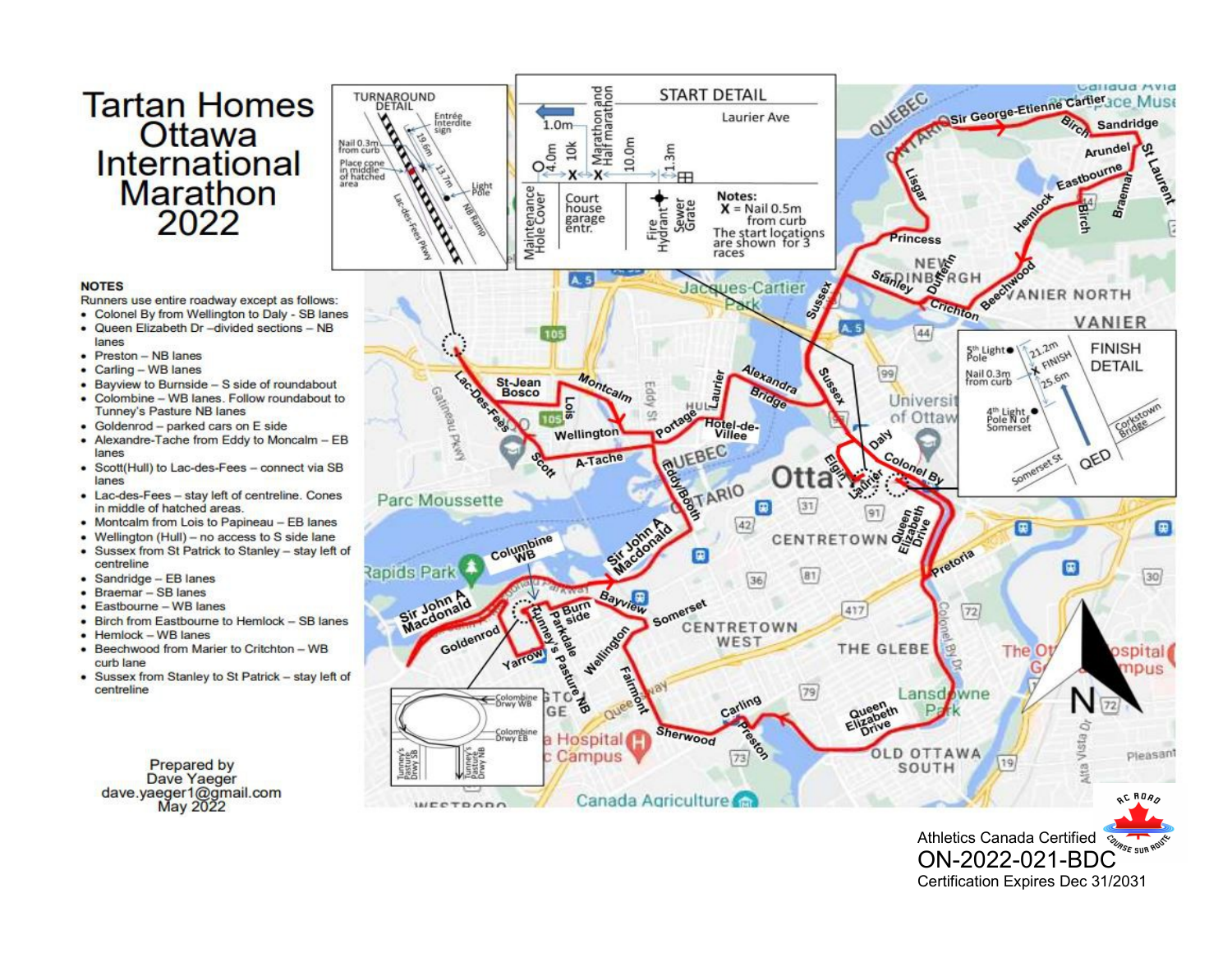# Tartan Homes Ottawa International Marathon 2022

**NOTES**

Runners use entire roadway except as follows:

- Colonel By from Wellington to Daly - SB lanes
- Queen Elizabeth Dr –divided sections – NB lanes
- Preston – NB lanes
- Carling – WB lanes
- Bayview to Burnside – S side of roundabout
- Colombine – WB lanes. Follow roundabout to Tunney's Pasture NB lanes
- Goldenrod – parked cars on E side
- Alexandre-Tache from Eddy to Moncalm – EB lanes
- Scott(Hull) to Lac-des-Fees – connect via SB lanes
- Lac-des-Fees – stay left of centreline. Cones in middle of hatched areas.
- Montcalm from Lois to Papineau – EB lanes
- Wellington (Hull) – no access to S side lane
- Sussex from St Patrick to Stanley – stay left of centreline
- Sandridge – EB lanes
- Braemar – SB lanes
- Eastbourne – WB lanes
- Birch from Eastbourne to Hemlock – SB lanes
- Hemlock – WB lanes
- Beechwood from Marier to Critchton – WB curb lane
- Sussex from Stanley to St Patrick – stay left of centreline

Prepared by
Dave Yaeger
dave.yaeger1@gmail.com
May 2022

TURNAROUND DETAIL
Entrée Interdite sign
Nail 0.3m from curb
Place cone in middle of hatched area
19.6m
13.7m
Light Pole
Lac-des-Fees Pkwy
NB Ramp

START DETAIL
Laurier Ave
1.0m
4.0m
10k
Marathon and Half marathon
10.0m
1.3m
Maintenance Hole Cover
Court house garage entr.
Fire Hydrant
Sewer Grate
Notes:
X = Nail 0.5m from curb
The start locations are shown for 3 races

FINISH DETAIL
5th Light Pole
Nail 0.3m from curb
21.2m
FINISH
25.6m
4th Light Pole N of Somerset
Somerset St
QED
Corkstown Bridge

Colombine Drwy WB
Colombine Drwy EB
Tunney's Pasture Drwy SB
Tunney's Pasture Drwy NB

N

Athletics Canada Certified
ON-2022-021-BDC
Certification Expires Dec 31/2031